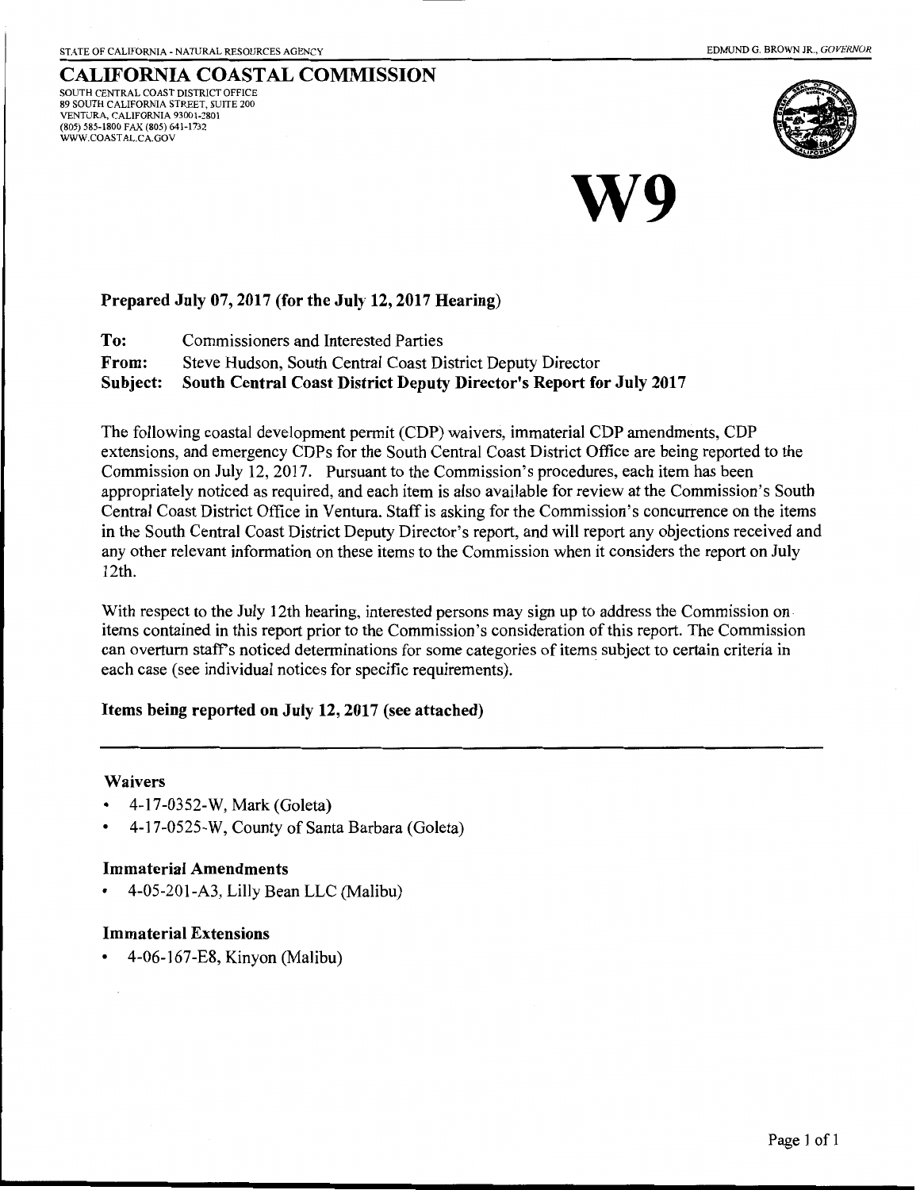STATE OF CALIFORNIA - NATURAL RESOURCES AGENCY

EDMUND G. BROWN JR., *GOVERNOR*

# CALIFORNIA COASTAL COMMISSION

SOUTH CENTRAL COAST DISTRICT OFFICE
89 SOUTH CALIFORNIA STREET, SUITE 200
VENTURA, CALIFORNIA 93001-2801
(805) 585-1800 FAX (805) 641-1732
WWW.COASTAL.CA.GOV

# W9

**Prepared July 07, 2017 (for the July 12, 2017 Hearing)**

**To:** Commissioners and Interested Parties
**From:** Steve Hudson, South Central Coast District Deputy Director
**Subject: South Central Coast District Deputy Director's Report for July 2017**

The following coastal development permit (CDP) waivers, immaterial CDP amendments, CDP extensions, and emergency CDPs for the South Central Coast District Office are being reported to the Commission on July 12, 2017. Pursuant to the Commission's procedures, each item has been appropriately noticed as required, and each item is also available for review at the Commission's South Central Coast District Office in Ventura. Staff is asking for the Commission's concurrence on the items in the South Central Coast District Deputy Director's report, and will report any objections received and any other relevant information on these items to the Commission when it considers the report on July 12th.

With respect to the July 12th hearing, interested persons may sign up to address the Commission on items contained in this report prior to the Commission's consideration of this report. The Commission can overturn staff's noticed determinations for some categories of items subject to certain criteria in each case (see individual notices for specific requirements).

**Items being reported on July 12, 2017 (see attached)**

---

### Waivers

- 4-17-0352-W, Mark (Goleta)
- 4-17-0525-W, County of Santa Barbara (Goleta)

### Immaterial Amendments

- 4-05-201-A3, Lilly Bean LLC (Malibu)

### Immaterial Extensions

- 4-06-167-E8, Kinyon (Malibu)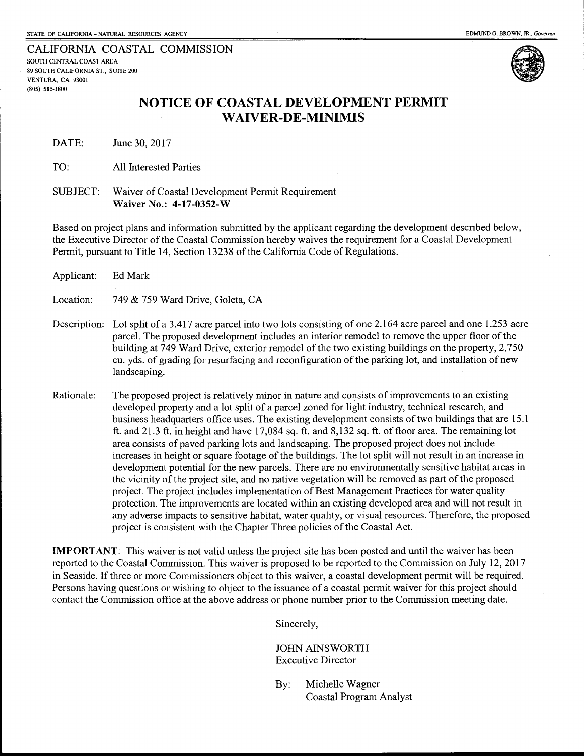STATE OF CALIFORNIA – NATURAL RESOURCES AGENCY EDMUND G. BROWN, JR., *Governor*

CALIFORNIA COASTAL COMMISSION
SOUTH CENTRAL COAST AREA
89 SOUTH CALIFORNIA ST., SUITE 200
VENTURA, CA 93001
(805) 585-1800

# NOTICE OF COASTAL DEVELOPMENT PERMIT WAIVER-DE-MINIMIS

DATE: June 30, 2017

TO: All Interested Parties

SUBJECT: Waiver of Coastal Development Permit Requirement
**Waiver No.: 4-17-0352-W**

Based on project plans and information submitted by the applicant regarding the development described below, the Executive Director of the Coastal Commission hereby waives the requirement for a Coastal Development Permit, pursuant to Title 14, Section 13238 of the California Code of Regulations.

Applicant: Ed Mark

Location: 749 & 759 Ward Drive, Goleta, CA

Description: Lot split of a 3.417 acre parcel into two lots consisting of one 2.164 acre parcel and one 1.253 acre parcel. The proposed development includes an interior remodel to remove the upper floor of the building at 749 Ward Drive, exterior remodel of the two existing buildings on the property, 2,750 cu. yds. of grading for resurfacing and reconfiguration of the parking lot, and installation of new landscaping.

Rationale: The proposed project is relatively minor in nature and consists of improvements to an existing developed property and a lot split of a parcel zoned for light industry, technical research, and business headquarters office uses. The existing development consists of two buildings that are 15.1 ft. and 21.3 ft. in height and have 17,084 sq. ft. and 8,132 sq. ft. of floor area. The remaining lot area consists of paved parking lots and landscaping. The proposed project does not include increases in height or square footage of the buildings. The lot split will not result in an increase in development potential for the new parcels. There are no environmentally sensitive habitat areas in the vicinity of the project site, and no native vegetation will be removed as part of the proposed project. The project includes implementation of Best Management Practices for water quality protection. The improvements are located within an existing developed area and will not result in any adverse impacts to sensitive habitat, water quality, or visual resources. Therefore, the proposed project is consistent with the Chapter Three policies of the Coastal Act.

**IMPORTANT**: This waiver is not valid unless the project site has been posted and until the waiver has been reported to the Coastal Commission. This waiver is proposed to be reported to the Commission on July 12, 2017 in Seaside. If three or more Commissioners object to this waiver, a coastal development permit will be required. Persons having questions or wishing to object to the issuance of a coastal permit waiver for this project should contact the Commission office at the above address or phone number prior to the Commission meeting date.

Sincerely,

JOHN AINSWORTH
Executive Director

By: Michelle Wagner
Coastal Program Analyst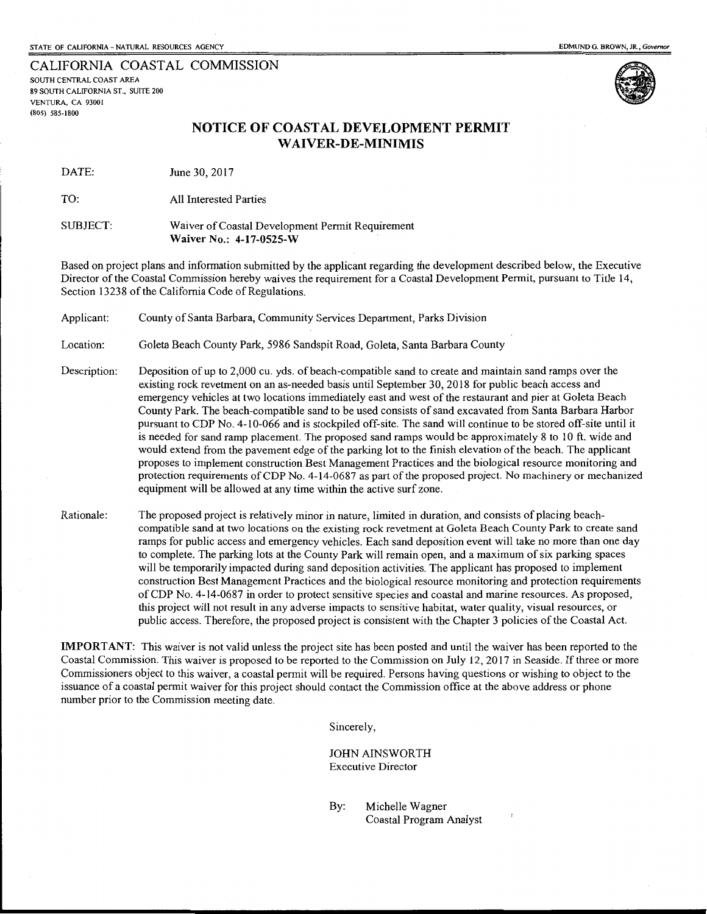STATE OF CALIFORNIA – NATURAL RESOURCES AGENCY

EDMUND G. BROWN, JR., *Governor*

CALIFORNIA COASTAL COMMISSION
SOUTH CENTRAL COAST AREA
89 SOUTH CALIFORNIA ST., SUITE 200
VENTURA, CA 93001
(805) 585-1800

# NOTICE OF COASTAL DEVELOPMENT PERMIT WAIVER-DE-MINIMIS

DATE: June 30, 2017

TO: All Interested Parties

SUBJECT: Waiver of Coastal Development Permit Requirement
**Waiver No.: 4-17-0525-W**

Based on project plans and information submitted by the applicant regarding the development described below, the Executive Director of the Coastal Commission hereby waives the requirement for a Coastal Development Permit, pursuant to Title 14, Section 13238 of the California Code of Regulations.

Applicant: County of Santa Barbara, Community Services Department, Parks Division

Location: Goleta Beach County Park, 5986 Sandspit Road, Goleta, Santa Barbara County

Description: Deposition of up to 2,000 cu. yds. of beach-compatible sand to create and maintain sand ramps over the existing rock revetment on an as-needed basis until September 30, 2018 for public beach access and emergency vehicles at two locations immediately east and west of the restaurant and pier at Goleta Beach County Park. The beach-compatible sand to be used consists of sand excavated from Santa Barbara Harbor pursuant to CDP No. 4-10-066 and is stockpiled off-site. The sand will continue to be stored off-site until it is needed for sand ramp placement. The proposed sand ramps would be approximately 8 to 10 ft. wide and would extend from the pavement edge of the parking lot to the finish elevation of the beach. The applicant proposes to implement construction Best Management Practices and the biological resource monitoring and protection requirements of CDP No. 4-14-0687 as part of the proposed project. No machinery or mechanized equipment will be allowed at any time within the active surf zone.

Rationale: The proposed project is relatively minor in nature, limited in duration, and consists of placing beach-compatible sand at two locations on the existing rock revetment at Goleta Beach County Park to create sand ramps for public access and emergency vehicles. Each sand deposition event will take no more than one day to complete. The parking lots at the County Park will remain open, and a maximum of six parking spaces will be temporarily impacted during sand deposition activities. The applicant has proposed to implement construction Best Management Practices and the biological resource monitoring and protection requirements of CDP No. 4-14-0687 in order to protect sensitive species and coastal and marine resources. As proposed, this project will not result in any adverse impacts to sensitive habitat, water quality, visual resources, or public access. Therefore, the proposed project is consistent with the Chapter 3 policies of the Coastal Act.

**IMPORTANT**: This waiver is not valid unless the project site has been posted and until the waiver has been reported to the Coastal Commission. This waiver is proposed to be reported to the Commission on July 12, 2017 in Seaside. If three or more Commissioners object to this waiver, a coastal permit will be required. Persons having questions or wishing to object to the issuance of a coastal permit waiver for this project should contact the Commission office at the above address or phone number prior to the Commission meeting date.

Sincerely,

JOHN AINSWORTH
Executive Director

By: Michelle Wagner
Coastal Program Analyst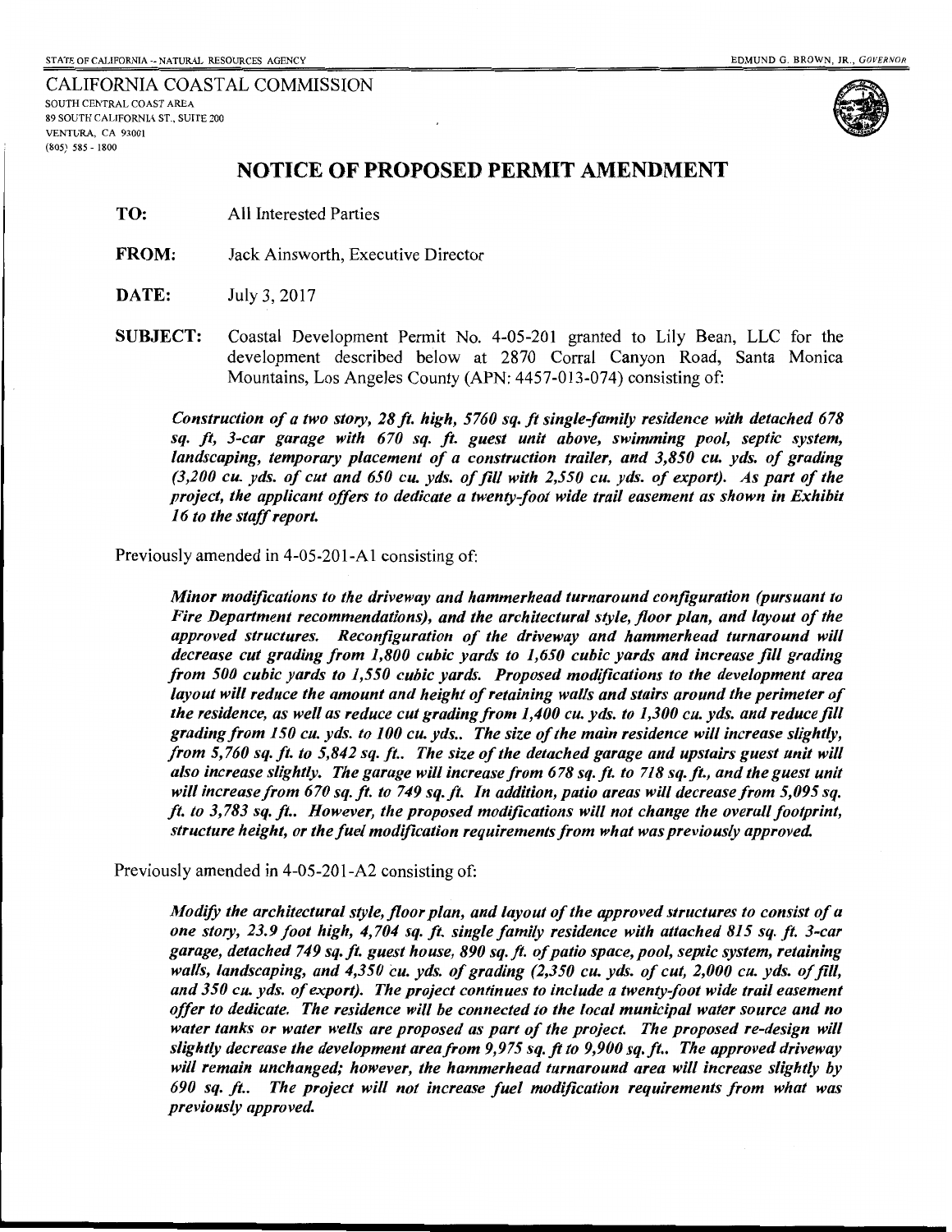STATE OF CALIFORNIA -- NATURAL RESOURCES AGENCY

EDMUND G. BROWN, JR., *GOVERNOR*

CALIFORNIA COASTAL COMMISSION
SOUTH CENTRAL COAST AREA
89 SOUTH CALIFORNIA ST., SUITE 200
VENTURA, CA 93001
(805) 585 - 1800

# NOTICE OF PROPOSED PERMIT AMENDMENT

**TO:** All Interested Parties

**FROM:** Jack Ainsworth, Executive Director

**DATE:** July 3, 2017

**SUBJECT:** Coastal Development Permit No. 4-05-201 granted to Lily Bean, LLC for the development described below at 2870 Corral Canyon Road, Santa Monica Mountains, Los Angeles County (APN: 4457-013-074) consisting of:

> ***Construction of a two story, 28 ft. high, 5760 sq. ft single-family residence with detached 678 sq. ft, 3-car garage with 670 sq. ft. guest unit above, swimming pool, septic system, landscaping, temporary placement of a construction trailer, and 3,850 cu. yds. of grading (3,200 cu. yds. of cut and 650 cu. yds. of fill with 2,550 cu. yds. of export). As part of the project, the applicant offers to dedicate a twenty-foot wide trail easement as shown in Exhibit 16 to the staff report.***

Previously amended in 4-05-201-A1 consisting of:

> ***Minor modifications to the driveway and hammerhead turnaround configuration (pursuant to Fire Department recommendations), and the architectural style, floor plan, and layout of the approved structures. Reconfiguration of the driveway and hammerhead turnaround will decrease cut grading from 1,800 cubic yards to 1,650 cubic yards and increase fill grading from 500 cubic yards to 1,550 cubic yards. Proposed modifications to the development area layout will reduce the amount and height of retaining walls and stairs around the perimeter of the residence, as well as reduce cut grading from 1,400 cu. yds. to 1,300 cu. yds. and reduce fill grading from 150 cu. yds. to 100 cu. yds.. The size of the main residence will increase slightly, from 5,760 sq. ft. to 5,842 sq. ft.. The size of the detached garage and upstairs guest unit will also increase slightly. The garage will increase from 678 sq. ft. to 718 sq. ft., and the guest unit will increase from 670 sq. ft. to 749 sq. ft. In addition, patio areas will decrease from 5,095 sq. ft. to 3,783 sq. ft.. However, the proposed modifications will not change the overall footprint, structure height, or the fuel modification requirements from what was previously approved.***

Previously amended in 4-05-201-A2 consisting of:

> ***Modify the architectural style, floor plan, and layout of the approved structures to consist of a one story, 23.9 foot high, 4,704 sq. ft. single family residence with attached 815 sq. ft. 3-car garage, detached 749 sq. ft. guest house, 890 sq. ft. of patio space, pool, septic system, retaining walls, landscaping, and 4,350 cu. yds. of grading (2,350 cu. yds. of cut, 2,000 cu. yds. of fill, and 350 cu. yds. of export). The project continues to include a twenty-foot wide trail easement offer to dedicate. The residence will be connected to the local municipal water source and no water tanks or water wells are proposed as part of the project. The proposed re-design will slightly decrease the development area from 9,975 sq. ft to 9,900 sq. ft.. The approved driveway will remain unchanged; however, the hammerhead turnaround area will increase slightly by 690 sq. ft.. The project will not increase fuel modification requirements from what was previously approved.***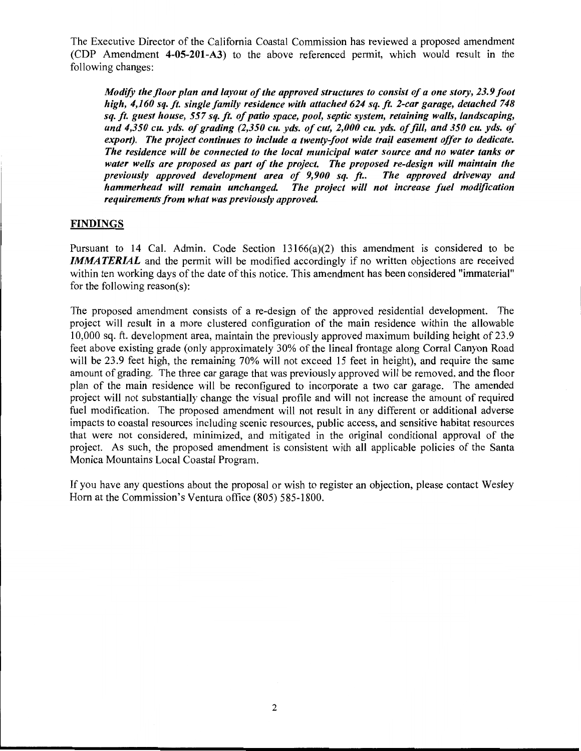The Executive Director of the California Coastal Commission has reviewed a proposed amendment (CDP Amendment **4-05-201-A3**) to the above referenced permit, which would result in the following changes:

> ***Modify the floor plan and layout of the approved structures to consist of a one story, 23.9 foot high, 4,160 sq. ft. single family residence with attached 624 sq. ft. 2-car garage, detached 748 sq. ft. guest house, 557 sq. ft. of patio space, pool, septic system, retaining walls, landscaping, and 4,350 cu. yds. of grading (2,350 cu. yds. of cut, 2,000 cu. yds. of fill, and 350 cu. yds. of export). The project continues to include a twenty-foot wide trail easement offer to dedicate. The residence will be connected to the local municipal water source and no water tanks or water wells are proposed as part of the project. The proposed re-design will maintain the previously approved development area of 9,900 sq. ft.. The approved driveway and hammerhead will remain unchanged. The project will not increase fuel modification requirements from what was previously approved.***

## FINDINGS

Pursuant to 14 Cal. Admin. Code Section 13166(a)(2) this amendment is considered to be ***IMMATERIAL*** and the permit will be modified accordingly if no written objections are received within ten working days of the date of this notice. This amendment has been considered "immaterial" for the following reason(s):

The proposed amendment consists of a re-design of the approved residential development. The project will result in a more clustered configuration of the main residence within the allowable 10,000 sq. ft. development area, maintain the previously approved maximum building height of 23.9 feet above existing grade (only approximately 30% of the lineal frontage along Corral Canyon Road will be 23.9 feet high, the remaining 70% will not exceed 15 feet in height), and require the same amount of grading. The three car garage that was previously approved will be removed, and the floor plan of the main residence will be reconfigured to incorporate a two car garage. The amended project will not substantially change the visual profile and will not increase the amount of required fuel modification. The proposed amendment will not result in any different or additional adverse impacts to coastal resources including scenic resources, public access, and sensitive habitat resources that were not considered, minimized, and mitigated in the original conditional approval of the project. As such, the proposed amendment is consistent with all applicable policies of the Santa Monica Mountains Local Coastal Program.

If you have any questions about the proposal or wish to register an objection, please contact Wesley Horn at the Commission's Ventura office (805) 585-1800.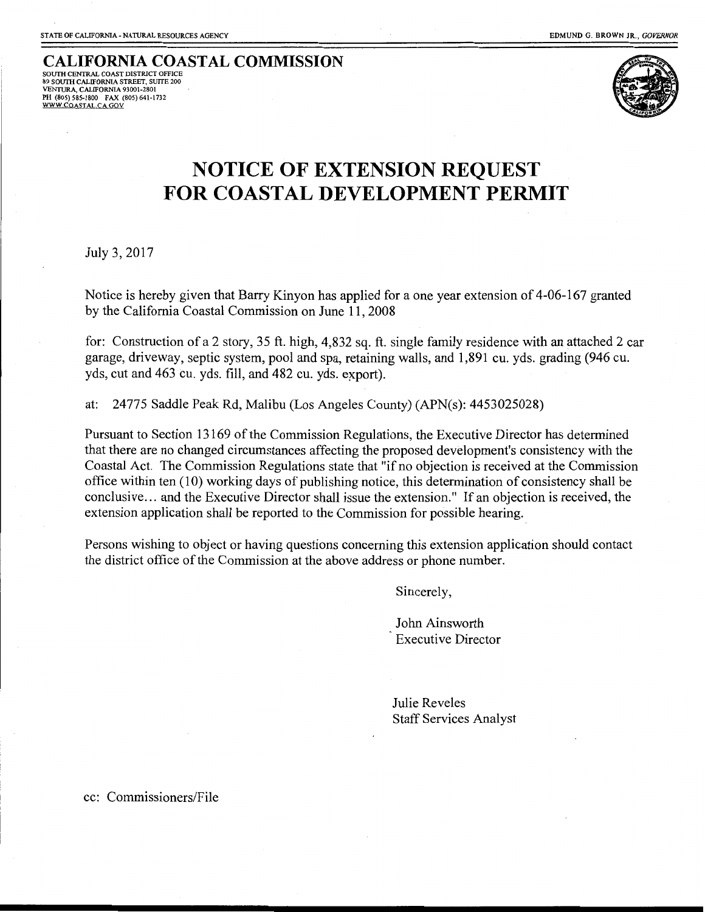STATE OF CALIFORNIA - NATURAL RESOURCES AGENCY

EDMUND G. BROWN JR., *GOVERNOR*

**CALIFORNIA COASTAL COMMISSION**
SOUTH CENTRAL COAST DISTRICT OFFICE
89 SOUTH CALIFORNIA STREET, SUITE 200
VENTURA, CALIFORNIA 93001-2801
PH (805) 585-1800 FAX (805) 641-1732
WWW.COASTAL.CA.GOV

# NOTICE OF EXTENSION REQUEST FOR COASTAL DEVELOPMENT PERMIT

July 3, 2017

Notice is hereby given that Barry Kinyon has applied for a one year extension of 4-06-167 granted by the California Coastal Commission on June 11, 2008

for: Construction of a 2 story, 35 ft. high, 4,832 sq. ft. single family residence with an attached 2 car garage, driveway, septic system, pool and spa, retaining walls, and 1,891 cu. yds. grading (946 cu. yds, cut and 463 cu. yds. fill, and 482 cu. yds. export).

at: 24775 Saddle Peak Rd, Malibu (Los Angeles County) (APN(s): 4453025028)

Pursuant to Section 13169 of the Commission Regulations, the Executive Director has determined that there are no changed circumstances affecting the proposed development's consistency with the Coastal Act. The Commission Regulations state that "if no objection is received at the Commission office within ten (10) working days of publishing notice, this determination of consistency shall be conclusive... and the Executive Director shall issue the extension." If an objection is received, the extension application shall be reported to the Commission for possible hearing.

Persons wishing to object or having questions concerning this extension application should contact the district office of the Commission at the above address or phone number.

Sincerely,

John Ainsworth
Executive Director

Julie Reveles
Staff Services Analyst

cc: Commissioners/File